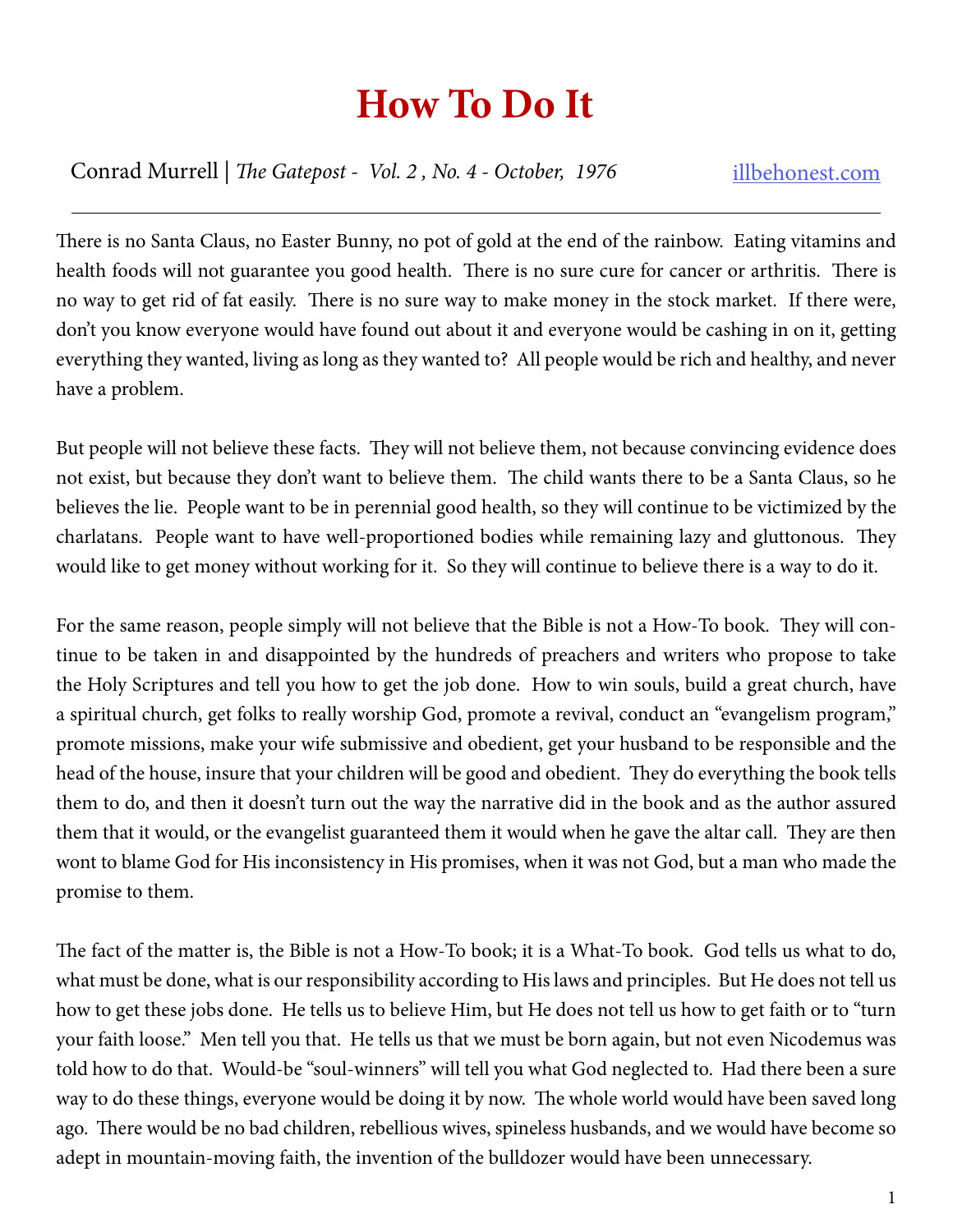# How To Do It

Conrad Murrell | *The Gatepost - Vol. 2 , No. 4 - October, 1976* [illbehonest.com](http://illbehonest.com)

---

There is no Santa Claus, no Easter Bunny, no pot of gold at the end of the rainbow. Eating vitamins and health foods will not guarantee you good health. There is no sure cure for cancer or arthritis. There is no way to get rid of fat easily. There is no sure way to make money in the stock market. If there were, don't you know everyone would have found out about it and everyone would be cashing in on it, getting everything they wanted, living as long as they wanted to? All people would be rich and healthy, and never have a problem.

But people will not believe these facts. They will not believe them, not because convincing evidence does not exist, but because they don't want to believe them. The child wants there to be a Santa Claus, so he believes the lie. People want to be in perennial good health, so they will continue to be victimized by the charlatans. People want to have well-proportioned bodies while remaining lazy and gluttonous. They would like to get money without working for it. So they will continue to believe there is a way to do it.

For the same reason, people simply will not believe that the Bible is not a How-To book. They will continue to be taken in and disappointed by the hundreds of preachers and writers who propose to take the Holy Scriptures and tell you how to get the job done. How to win souls, build a great church, have a spiritual church, get folks to really worship God, promote a revival, conduct an "evangelism program," promote missions, make your wife submissive and obedient, get your husband to be responsible and the head of the house, insure that your children will be good and obedient. They do everything the book tells them to do, and then it doesn't turn out the way the narrative did in the book and as the author assured them that it would, or the evangelist guaranteed them it would when he gave the altar call. They are then wont to blame God for His inconsistency in His promises, when it was not God, but a man who made the promise to them.

The fact of the matter is, the Bible is not a How-To book; it is a What-To book. God tells us what to do, what must be done, what is our responsibility according to His laws and principles. But He does not tell us how to get these jobs done. He tells us to believe Him, but He does not tell us how to get faith or to "turn your faith loose." Men tell you that. He tells us that we must be born again, but not even Nicodemus was told how to do that. Would-be "soul-winners" will tell you what God neglected to. Had there been a sure way to do these things, everyone would be doing it by now. The whole world would have been saved long ago. There would be no bad children, rebellious wives, spineless husbands, and we would have become so adept in mountain-moving faith, the invention of the bulldozer would have been unnecessary.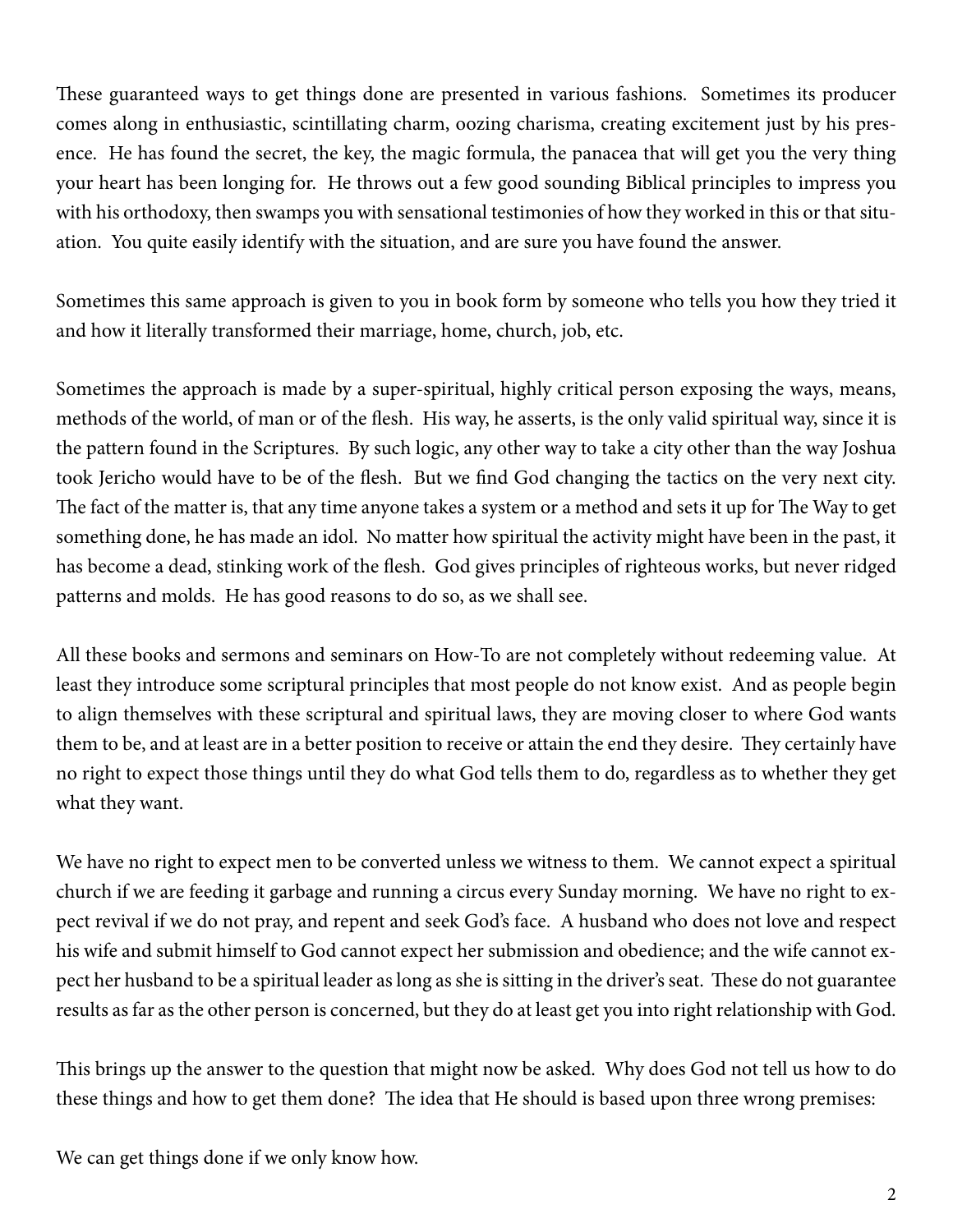These guaranteed ways to get things done are presented in various fashions. Sometimes its producer comes along in enthusiastic, scintillating charm, oozing charisma, creating excitement just by his presence. He has found the secret, the key, the magic formula, the panacea that will get you the very thing your heart has been longing for. He throws out a few good sounding Biblical principles to impress you with his orthodoxy, then swamps you with sensational testimonies of how they worked in this or that situation. You quite easily identify with the situation, and are sure you have found the answer.

Sometimes this same approach is given to you in book form by someone who tells you how they tried it and how it literally transformed their marriage, home, church, job, etc.

Sometimes the approach is made by a super-spiritual, highly critical person exposing the ways, means, methods of the world, of man or of the flesh. His way, he asserts, is the only valid spiritual way, since it is the pattern found in the Scriptures. By such logic, any other way to take a city other than the way Joshua took Jericho would have to be of the flesh. But we find God changing the tactics on the very next city. The fact of the matter is, that any time anyone takes a system or a method and sets it up for The Way to get something done, he has made an idol. No matter how spiritual the activity might have been in the past, it has become a dead, stinking work of the flesh. God gives principles of righteous works, but never ridged patterns and molds. He has good reasons to do so, as we shall see.

All these books and sermons and seminars on How-To are not completely without redeeming value. At least they introduce some scriptural principles that most people do not know exist. And as people begin to align themselves with these scriptural and spiritual laws, they are moving closer to where God wants them to be, and at least are in a better position to receive or attain the end they desire. They certainly have no right to expect those things until they do what God tells them to do, regardless as to whether they get what they want.

We have no right to expect men to be converted unless we witness to them. We cannot expect a spiritual church if we are feeding it garbage and running a circus every Sunday morning. We have no right to expect revival if we do not pray, and repent and seek God's face. A husband who does not love and respect his wife and submit himself to God cannot expect her submission and obedience; and the wife cannot expect her husband to be a spiritual leader as long as she is sitting in the driver's seat. These do not guarantee results as far as the other person is concerned, but they do at least get you into right relationship with God.

This brings up the answer to the question that might now be asked. Why does God not tell us how to do these things and how to get them done? The idea that He should is based upon three wrong premises:

We can get things done if we only know how.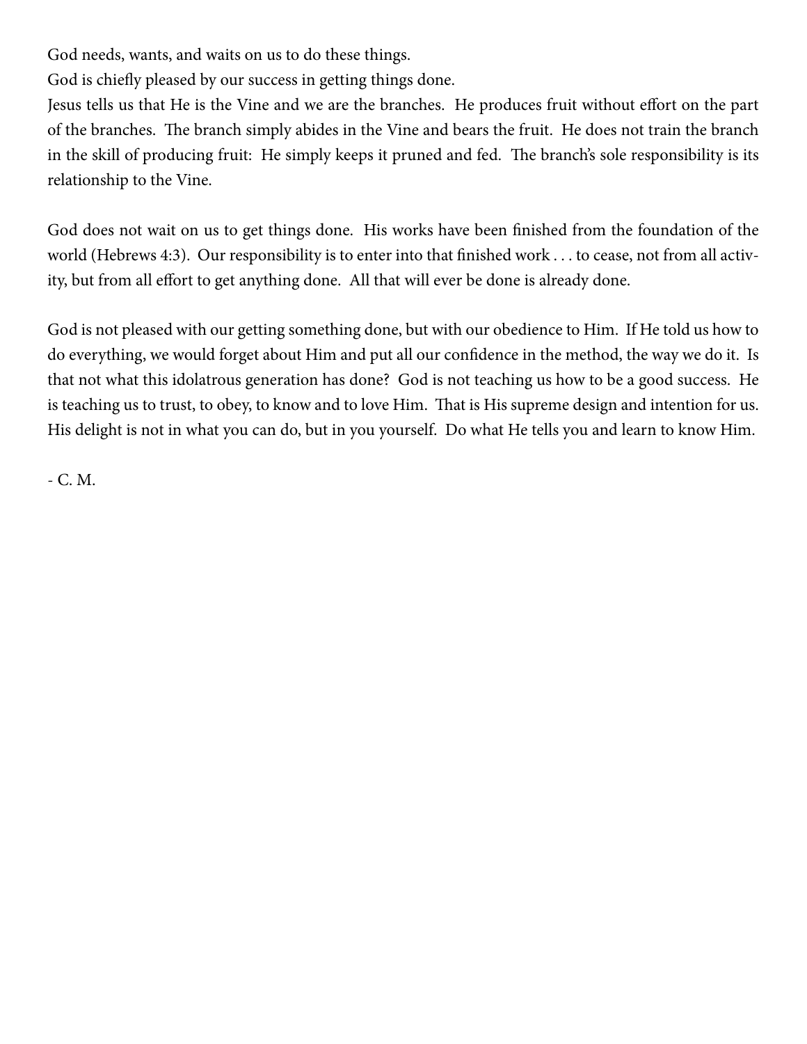God needs, wants, and waits on us to do these things.
God is chiefly pleased by our success in getting things done.
Jesus tells us that He is the Vine and we are the branches. He produces fruit without effort on the part of the branches. The branch simply abides in the Vine and bears the fruit. He does not train the branch in the skill of producing fruit: He simply keeps it pruned and fed. The branch's sole responsibility is its relationship to the Vine.

God does not wait on us to get things done. His works have been finished from the foundation of the world (Hebrews 4:3). Our responsibility is to enter into that finished work . . . to cease, not from all activity, but from all effort to get anything done. All that will ever be done is already done.

God is not pleased with our getting something done, but with our obedience to Him. If He told us how to do everything, we would forget about Him and put all our confidence in the method, the way we do it. Is that not what this idolatrous generation has done? God is not teaching us how to be a good success. He is teaching us to trust, to obey, to know and to love Him. That is His supreme design and intention for us. His delight is not in what you can do, but in you yourself. Do what He tells you and learn to know Him.

- C. M.